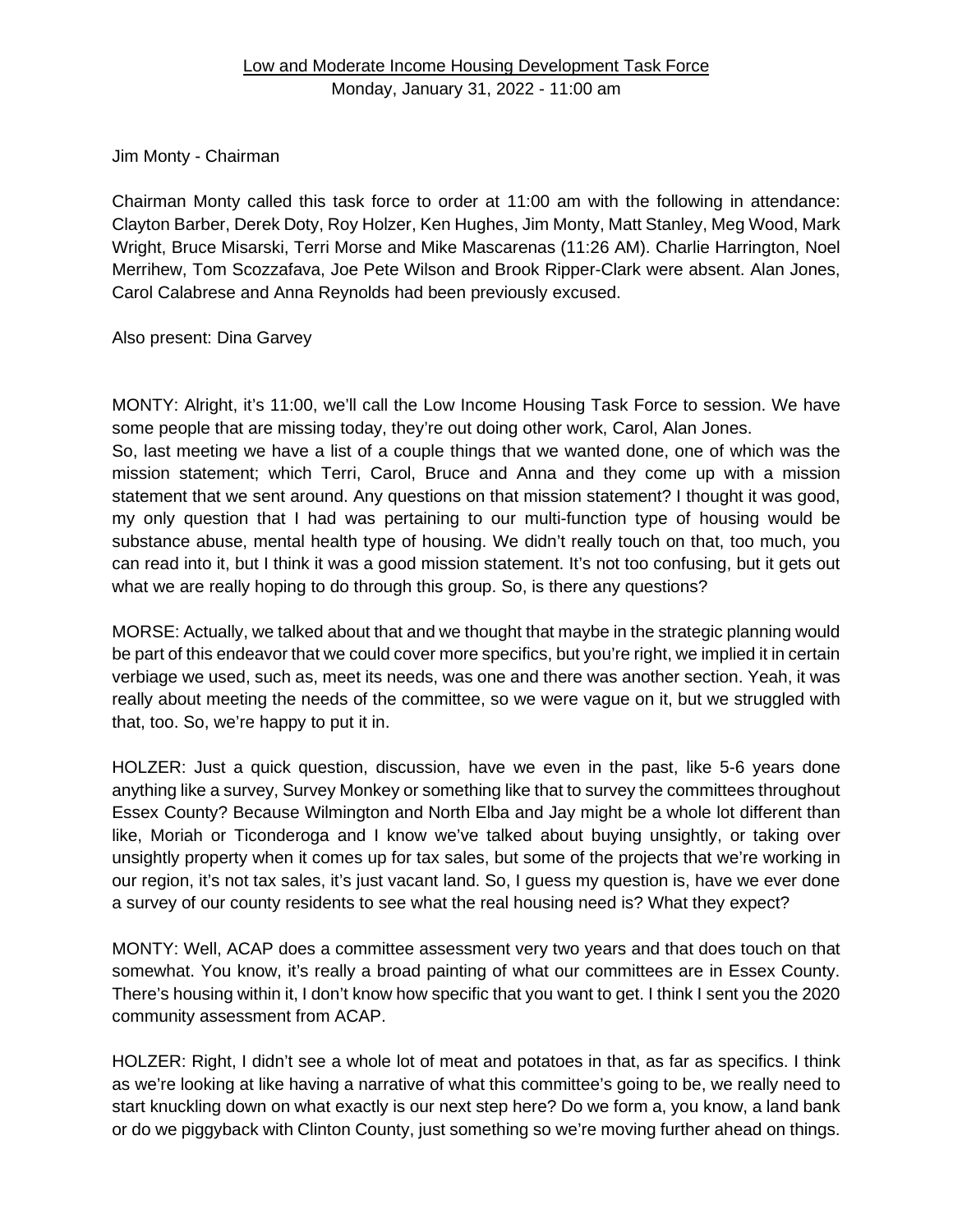Low and Moderate Income Housing Development Task Force

Monday, January 31, 2022 - 11:00 am

Jim Monty - Chairman

Chairman Monty called this task force to order at 11:00 am with the following in attendance: Clayton Barber, Derek Doty, Roy Holzer, Ken Hughes, Jim Monty, Matt Stanley, Meg Wood, Mark Wright, Bruce Misarski, Terri Morse and Mike Mascarenas (11:26 AM). Charlie Harrington, Noel Merrihew, Tom Scozzafava, Joe Pete Wilson and Brook Ripper-Clark were absent. Alan Jones, Carol Calabrese and Anna Reynolds had been previously excused.

Also present: Dina Garvey

MONTY: Alright, it's 11:00, we'll call the Low Income Housing Task Force to session. We have some people that are missing today, they're out doing other work, Carol, Alan Jones.

So, last meeting we have a list of a couple things that we wanted done, one of which was the mission statement; which Terri, Carol, Bruce and Anna and they come up with a mission statement that we sent around. Any questions on that mission statement? I thought it was good, my only question that I had was pertaining to our multi-function type of housing would be substance abuse, mental health type of housing. We didn't really touch on that, too much, you can read into it, but I think it was a good mission statement. It's not too confusing, but it gets out what we are really hoping to do through this group. So, is there any questions?

MORSE: Actually, we talked about that and we thought that maybe in the strategic planning would be part of this endeavor that we could cover more specifics, but you're right, we implied it in certain verbiage we used, such as, meet its needs, was one and there was another section. Yeah, it was really about meeting the needs of the committee, so we were vague on it, but we struggled with that, too. So, we're happy to put it in.

HOLZER: Just a quick question, discussion, have we even in the past, like 5-6 years done anything like a survey, Survey Monkey or something like that to survey the committees throughout Essex County? Because Wilmington and North Elba and Jay might be a whole lot different than like, Moriah or Ticonderoga and I know we've talked about buying unsightly, or taking over unsightly property when it comes up for tax sales, but some of the projects that we're working in our region, it's not tax sales, it's just vacant land. So, I guess my question is, have we ever done a survey of our county residents to see what the real housing need is? What they expect?

MONTY: Well, ACAP does a committee assessment very two years and that does touch on that somewhat. You know, it's really a broad painting of what our committees are in Essex County. There's housing within it, I don't know how specific that you want to get. I think I sent you the 2020 community assessment from ACAP.

HOLZER: Right, I didn't see a whole lot of meat and potatoes in that, as far as specifics. I think as we're looking at like having a narrative of what this committee's going to be, we really need to start knuckling down on what exactly is our next step here? Do we form a, you know, a land bank or do we piggyback with Clinton County, just something so we're moving further ahead on things.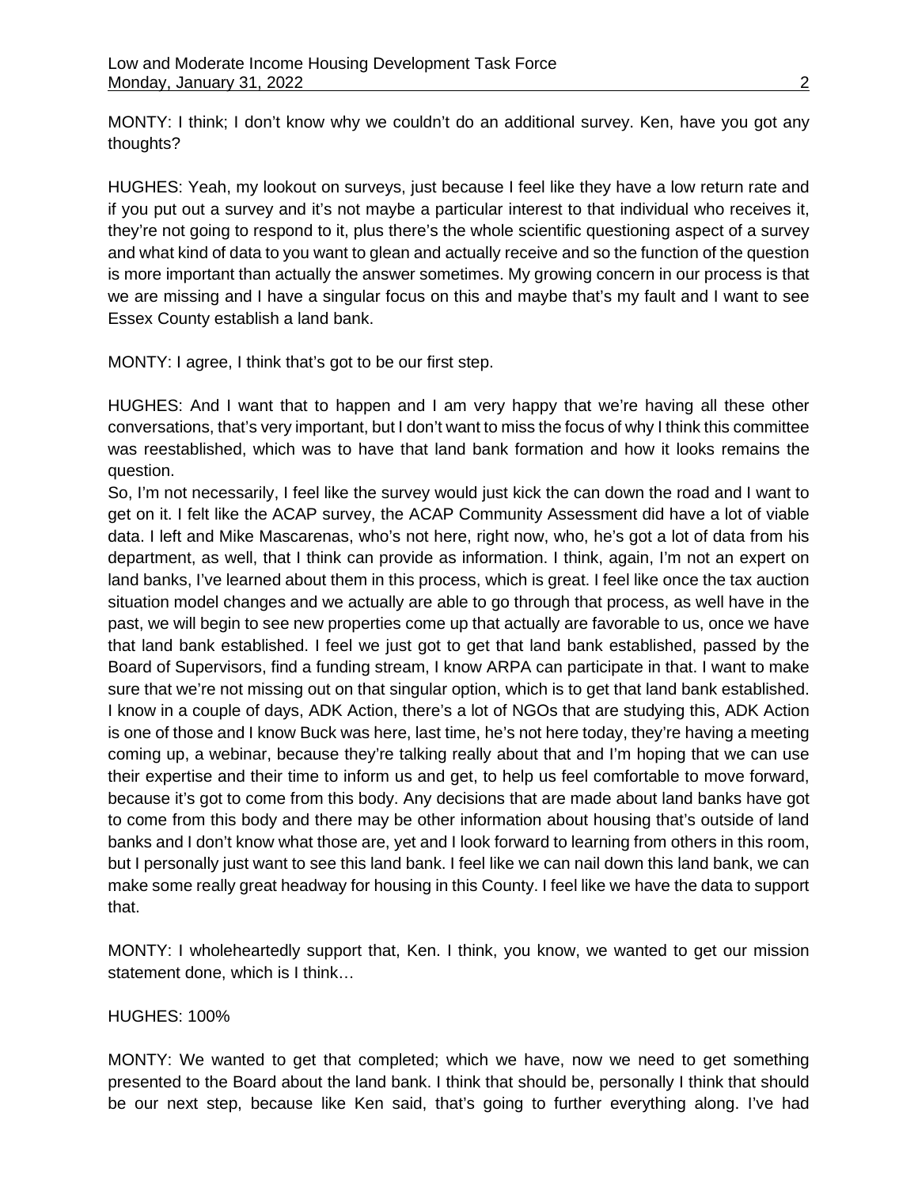MONTY: I think; I don't know why we couldn't do an additional survey. Ken, have you got any thoughts?

HUGHES: Yeah, my lookout on surveys, just because I feel like they have a low return rate and if you put out a survey and it's not maybe a particular interest to that individual who receives it, they're not going to respond to it, plus there's the whole scientific questioning aspect of a survey and what kind of data to you want to glean and actually receive and so the function of the question is more important than actually the answer sometimes. My growing concern in our process is that we are missing and I have a singular focus on this and maybe that's my fault and I want to see Essex County establish a land bank.

MONTY: I agree, I think that's got to be our first step.

HUGHES: And I want that to happen and I am very happy that we're having all these other conversations, that's very important, but I don't want to miss the focus of why I think this committee was reestablished, which was to have that land bank formation and how it looks remains the question.
So, I'm not necessarily, I feel like the survey would just kick the can down the road and I want to get on it. I felt like the ACAP survey, the ACAP Community Assessment did have a lot of viable data. I left and Mike Mascarenas, who's not here, right now, who, he's got a lot of data from his department, as well, that I think can provide as information. I think, again, I'm not an expert on land banks, I've learned about them in this process, which is great. I feel like once the tax auction situation model changes and we actually are able to go through that process, as well have in the past, we will begin to see new properties come up that actually are favorable to us, once we have that land bank established. I feel we just got to get that land bank established, passed by the Board of Supervisors, find a funding stream, I know ARPA can participate in that. I want to make sure that we're not missing out on that singular option, which is to get that land bank established. I know in a couple of days, ADK Action, there's a lot of NGOs that are studying this, ADK Action is one of those and I know Buck was here, last time, he's not here today, they're having a meeting coming up, a webinar, because they're talking really about that and I'm hoping that we can use their expertise and their time to inform us and get, to help us feel comfortable to move forward, because it's got to come from this body. Any decisions that are made about land banks have got to come from this body and there may be other information about housing that's outside of land banks and I don't know what those are, yet and I look forward to learning from others in this room, but I personally just want to see this land bank. I feel like we can nail down this land bank, we can make some really great headway for housing in this County. I feel like we have the data to support that.

MONTY: I wholeheartedly support that, Ken. I think, you know, we wanted to get our mission statement done, which is I think…

HUGHES: 100%

MONTY: We wanted to get that completed; which we have, now we need to get something presented to the Board about the land bank. I think that should be, personally I think that should be our next step, because like Ken said, that's going to further everything along. I've had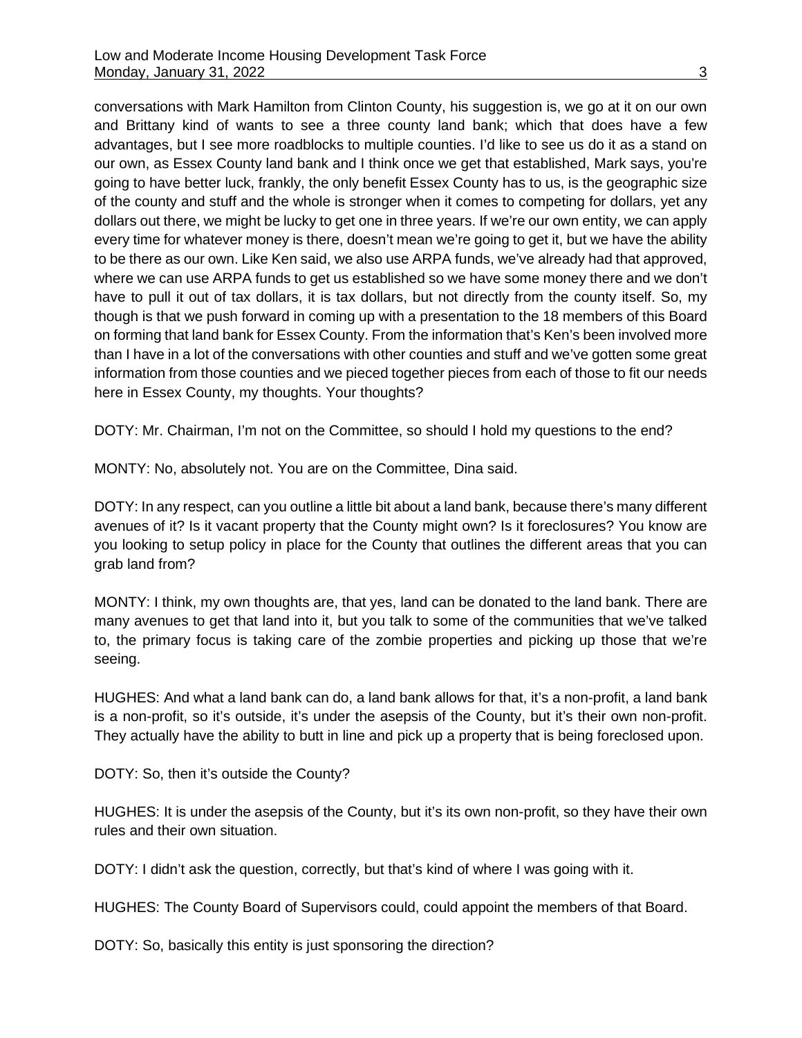conversations with Mark Hamilton from Clinton County, his suggestion is, we go at it on our own and Brittany kind of wants to see a three county land bank; which that does have a few advantages, but I see more roadblocks to multiple counties. I'd like to see us do it as a stand on our own, as Essex County land bank and I think once we get that established, Mark says, you're going to have better luck, frankly, the only benefit Essex County has to us, is the geographic size of the county and stuff and the whole is stronger when it comes to competing for dollars, yet any dollars out there, we might be lucky to get one in three years. If we're our own entity, we can apply every time for whatever money is there, doesn't mean we're going to get it, but we have the ability to be there as our own. Like Ken said, we also use ARPA funds, we've already had that approved, where we can use ARPA funds to get us established so we have some money there and we don't have to pull it out of tax dollars, it is tax dollars, but not directly from the county itself. So, my though is that we push forward in coming up with a presentation to the 18 members of this Board on forming that land bank for Essex County. From the information that's Ken's been involved more than I have in a lot of the conversations with other counties and stuff and we've gotten some great information from those counties and we pieced together pieces from each of those to fit our needs here in Essex County, my thoughts. Your thoughts?

DOTY: Mr. Chairman, I'm not on the Committee, so should I hold my questions to the end?

MONTY: No, absolutely not. You are on the Committee, Dina said.

DOTY: In any respect, can you outline a little bit about a land bank, because there's many different avenues of it? Is it vacant property that the County might own? Is it foreclosures? You know are you looking to setup policy in place for the County that outlines the different areas that you can grab land from?

MONTY: I think, my own thoughts are, that yes, land can be donated to the land bank. There are many avenues to get that land into it, but you talk to some of the communities that we've talked to, the primary focus is taking care of the zombie properties and picking up those that we're seeing.

HUGHES: And what a land bank can do, a land bank allows for that, it's a non-profit, a land bank is a non-profit, so it's outside, it's under the asepsis of the County, but it's their own non-profit. They actually have the ability to butt in line and pick up a property that is being foreclosed upon.

DOTY: So, then it's outside the County?

HUGHES: It is under the asepsis of the County, but it's its own non-profit, so they have their own rules and their own situation.

DOTY: I didn't ask the question, correctly, but that's kind of where I was going with it.

HUGHES: The County Board of Supervisors could, could appoint the members of that Board.

DOTY: So, basically this entity is just sponsoring the direction?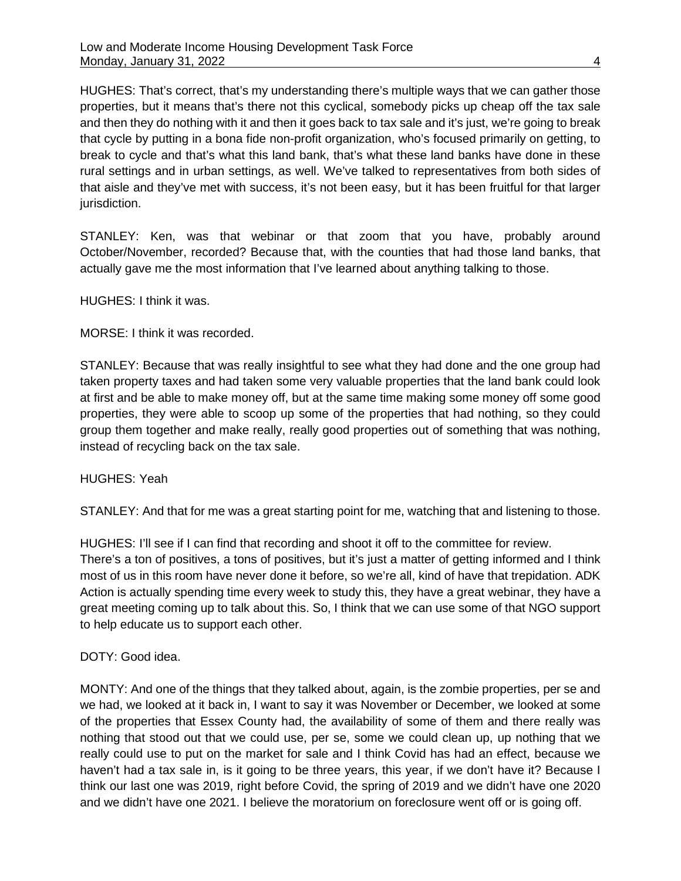HUGHES: That's correct, that's my understanding there's multiple ways that we can gather those properties, but it means that's there not this cyclical, somebody picks up cheap off the tax sale and then they do nothing with it and then it goes back to tax sale and it's just, we're going to break that cycle by putting in a bona fide non-profit organization, who's focused primarily on getting, to break to cycle and that's what this land bank, that's what these land banks have done in these rural settings and in urban settings, as well. We've talked to representatives from both sides of that aisle and they've met with success, it's not been easy, but it has been fruitful for that larger jurisdiction.

STANLEY: Ken, was that webinar or that zoom that you have, probably around October/November, recorded? Because that, with the counties that had those land banks, that actually gave me the most information that I've learned about anything talking to those.

HUGHES: I think it was.

MORSE: I think it was recorded.

STANLEY: Because that was really insightful to see what they had done and the one group had taken property taxes and had taken some very valuable properties that the land bank could look at first and be able to make money off, but at the same time making some money off some good properties, they were able to scoop up some of the properties that had nothing, so they could group them together and make really, really good properties out of something that was nothing, instead of recycling back on the tax sale.

HUGHES: Yeah

STANLEY: And that for me was a great starting point for me, watching that and listening to those.

HUGHES: I'll see if I can find that recording and shoot it off to the committee for review.
There's a ton of positives, a tons of positives, but it's just a matter of getting informed and I think most of us in this room have never done it before, so we're all, kind of have that trepidation. ADK Action is actually spending time every week to study this, they have a great webinar, they have a great meeting coming up to talk about this. So, I think that we can use some of that NGO support to help educate us to support each other.

DOTY: Good idea.

MONTY: And one of the things that they talked about, again, is the zombie properties, per se and we had, we looked at it back in, I want to say it was November or December, we looked at some of the properties that Essex County had, the availability of some of them and there really was nothing that stood out that we could use, per se, some we could clean up, up nothing that we really could use to put on the market for sale and I think Covid has had an effect, because we haven't had a tax sale in, is it going to be three years, this year, if we don't have it? Because I think our last one was 2019, right before Covid, the spring of 2019 and we didn't have one 2020 and we didn't have one 2021. I believe the moratorium on foreclosure went off or is going off.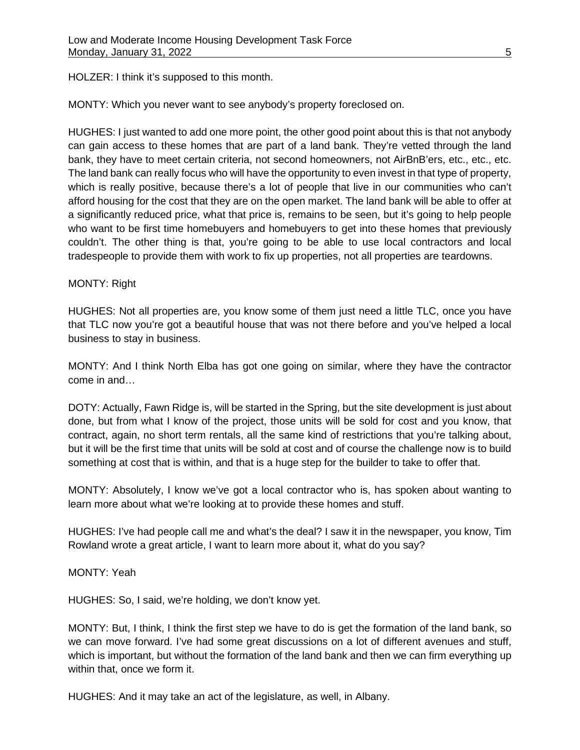HOLZER: I think it's supposed to this month.

MONTY: Which you never want to see anybody's property foreclosed on.

HUGHES: I just wanted to add one more point, the other good point about this is that not anybody can gain access to these homes that are part of a land bank. They're vetted through the land bank, they have to meet certain criteria, not second homeowners, not AirBnB'ers, etc., etc., etc. The land bank can really focus who will have the opportunity to even invest in that type of property, which is really positive, because there's a lot of people that live in our communities who can't afford housing for the cost that they are on the open market. The land bank will be able to offer at a significantly reduced price, what that price is, remains to be seen, but it's going to help people who want to be first time homebuyers and homebuyers to get into these homes that previously couldn't. The other thing is that, you're going to be able to use local contractors and local tradespeople to provide them with work to fix up properties, not all properties are teardowns.

MONTY: Right

HUGHES: Not all properties are, you know some of them just need a little TLC, once you have that TLC now you're got a beautiful house that was not there before and you've helped a local business to stay in business.

MONTY: And I think North Elba has got one going on similar, where they have the contractor come in and…

DOTY: Actually, Fawn Ridge is, will be started in the Spring, but the site development is just about done, but from what I know of the project, those units will be sold for cost and you know, that contract, again, no short term rentals, all the same kind of restrictions that you're talking about, but it will be the first time that units will be sold at cost and of course the challenge now is to build something at cost that is within, and that is a huge step for the builder to take to offer that.

MONTY: Absolutely, I know we've got a local contractor who is, has spoken about wanting to learn more about what we're looking at to provide these homes and stuff.

HUGHES: I've had people call me and what's the deal? I saw it in the newspaper, you know, Tim Rowland wrote a great article, I want to learn more about it, what do you say?

MONTY: Yeah

HUGHES: So, I said, we're holding, we don't know yet.

MONTY: But, I think, I think the first step we have to do is get the formation of the land bank, so we can move forward. I've had some great discussions on a lot of different avenues and stuff, which is important, but without the formation of the land bank and then we can firm everything up within that, once we form it.

HUGHES: And it may take an act of the legislature, as well, in Albany.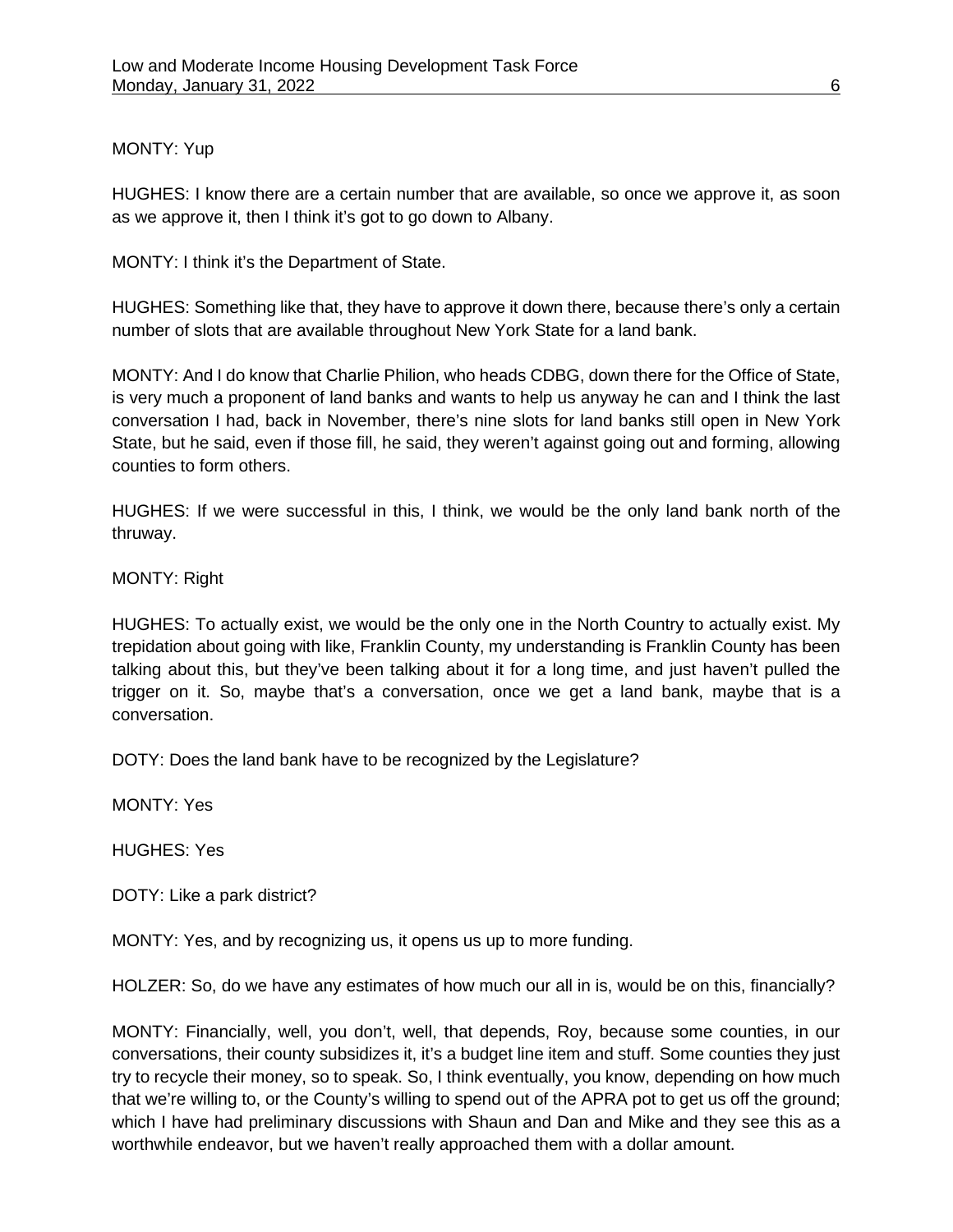MONTY: Yup

HUGHES: I know there are a certain number that are available, so once we approve it, as soon as we approve it, then I think it's got to go down to Albany.

MONTY: I think it's the Department of State.

HUGHES: Something like that, they have to approve it down there, because there's only a certain number of slots that are available throughout New York State for a land bank.

MONTY: And I do know that Charlie Philion, who heads CDBG, down there for the Office of State, is very much a proponent of land banks and wants to help us anyway he can and I think the last conversation I had, back in November, there's nine slots for land banks still open in New York State, but he said, even if those fill, he said, they weren't against going out and forming, allowing counties to form others.

HUGHES: If we were successful in this, I think, we would be the only land bank north of the thruway.

MONTY: Right

HUGHES: To actually exist, we would be the only one in the North Country to actually exist. My trepidation about going with like, Franklin County, my understanding is Franklin County has been talking about this, but they've been talking about it for a long time, and just haven't pulled the trigger on it. So, maybe that's a conversation, once we get a land bank, maybe that is a conversation.

DOTY: Does the land bank have to be recognized by the Legislature?

MONTY: Yes

HUGHES: Yes

DOTY: Like a park district?

MONTY: Yes, and by recognizing us, it opens us up to more funding.

HOLZER: So, do we have any estimates of how much our all in is, would be on this, financially?

MONTY: Financially, well, you don't, well, that depends, Roy, because some counties, in our conversations, their county subsidizes it, it's a budget line item and stuff. Some counties they just try to recycle their money, so to speak. So, I think eventually, you know, depending on how much that we're willing to, or the County's willing to spend out of the APRA pot to get us off the ground; which I have had preliminary discussions with Shaun and Dan and Mike and they see this as a worthwhile endeavor, but we haven't really approached them with a dollar amount.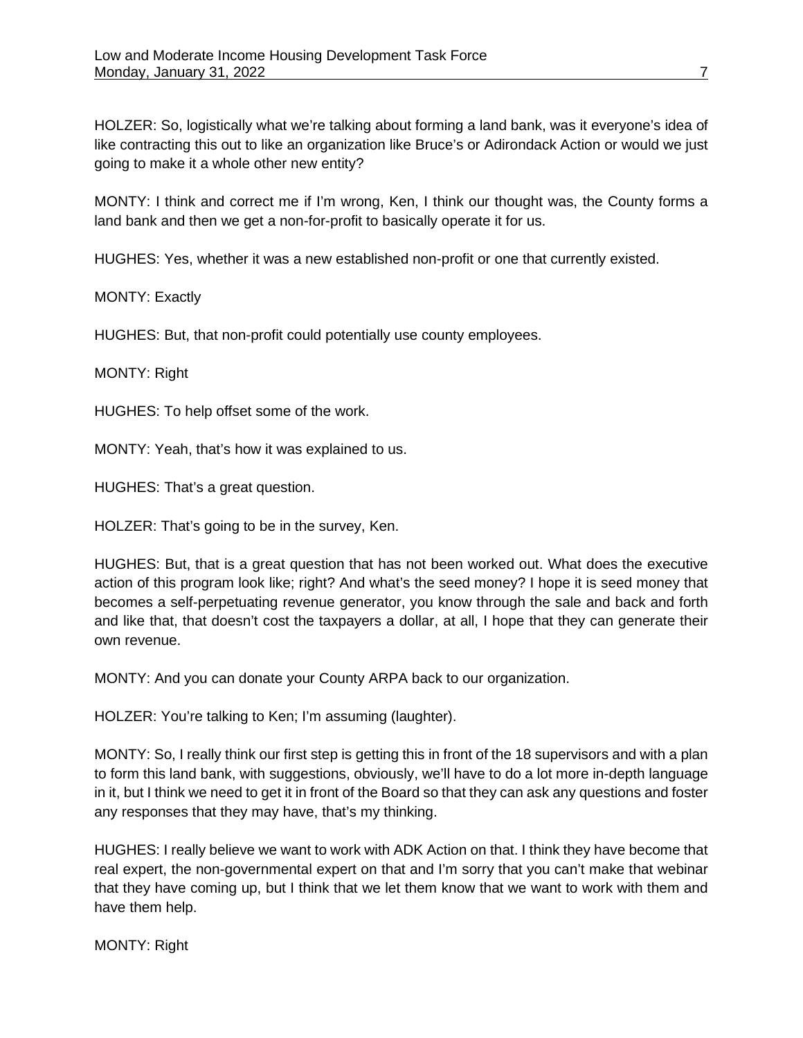HOLZER: So, logistically what we're talking about forming a land bank, was it everyone's idea of like contracting this out to like an organization like Bruce's or Adirondack Action or would we just going to make it a whole other new entity?

MONTY: I think and correct me if I'm wrong, Ken, I think our thought was, the County forms a land bank and then we get a non-for-profit to basically operate it for us.

HUGHES: Yes, whether it was a new established non-profit or one that currently existed.

MONTY: Exactly

HUGHES: But, that non-profit could potentially use county employees.

MONTY: Right

HUGHES: To help offset some of the work.

MONTY: Yeah, that's how it was explained to us.

HUGHES: That's a great question.

HOLZER: That's going to be in the survey, Ken.

HUGHES: But, that is a great question that has not been worked out. What does the executive action of this program look like; right? And what's the seed money? I hope it is seed money that becomes a self-perpetuating revenue generator, you know through the sale and back and forth and like that, that doesn't cost the taxpayers a dollar, at all, I hope that they can generate their own revenue.

MONTY: And you can donate your County ARPA back to our organization.

HOLZER: You're talking to Ken; I'm assuming (laughter).

MONTY: So, I really think our first step is getting this in front of the 18 supervisors and with a plan to form this land bank, with suggestions, obviously, we'll have to do a lot more in-depth language in it, but I think we need to get it in front of the Board so that they can ask any questions and foster any responses that they may have, that's my thinking.

HUGHES: I really believe we want to work with ADK Action on that. I think they have become that real expert, the non-governmental expert on that and I'm sorry that you can't make that webinar that they have coming up, but I think that we let them know that we want to work with them and have them help.

MONTY: Right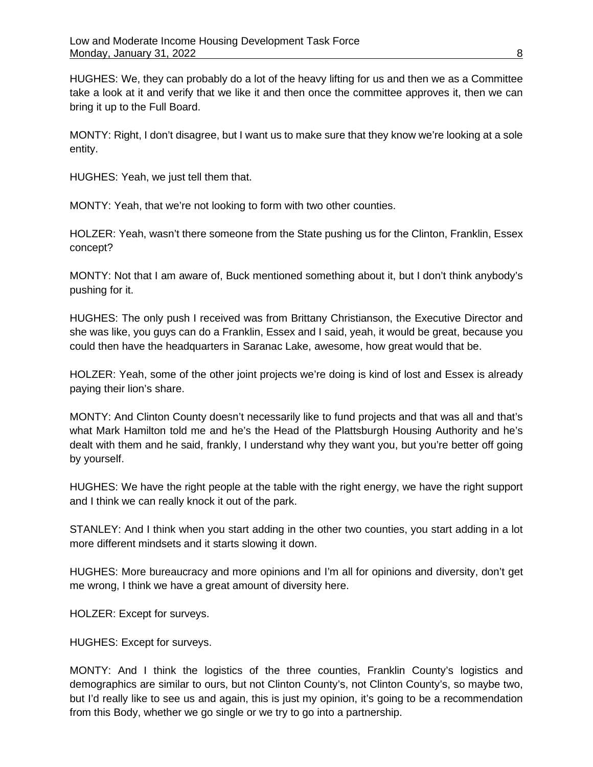HUGHES: We, they can probably do a lot of the heavy lifting for us and then we as a Committee take a look at it and verify that we like it and then once the committee approves it, then we can bring it up to the Full Board.

MONTY: Right, I don't disagree, but I want us to make sure that they know we're looking at a sole entity.

HUGHES: Yeah, we just tell them that.

MONTY: Yeah, that we're not looking to form with two other counties.

HOLZER: Yeah, wasn't there someone from the State pushing us for the Clinton, Franklin, Essex concept?

MONTY: Not that I am aware of, Buck mentioned something about it, but I don't think anybody's pushing for it.

HUGHES: The only push I received was from Brittany Christianson, the Executive Director and she was like, you guys can do a Franklin, Essex and I said, yeah, it would be great, because you could then have the headquarters in Saranac Lake, awesome, how great would that be.

HOLZER: Yeah, some of the other joint projects we're doing is kind of lost and Essex is already paying their lion's share.

MONTY: And Clinton County doesn't necessarily like to fund projects and that was all and that's what Mark Hamilton told me and he's the Head of the Plattsburgh Housing Authority and he's dealt with them and he said, frankly, I understand why they want you, but you're better off going by yourself.

HUGHES: We have the right people at the table with the right energy, we have the right support and I think we can really knock it out of the park.

STANLEY: And I think when you start adding in the other two counties, you start adding in a lot more different mindsets and it starts slowing it down.

HUGHES: More bureaucracy and more opinions and I'm all for opinions and diversity, don't get me wrong, I think we have a great amount of diversity here.

HOLZER: Except for surveys.

HUGHES: Except for surveys.

MONTY: And I think the logistics of the three counties, Franklin County's logistics and demographics are similar to ours, but not Clinton County's, not Clinton County's, so maybe two, but I'd really like to see us and again, this is just my opinion, it's going to be a recommendation from this Body, whether we go single or we try to go into a partnership.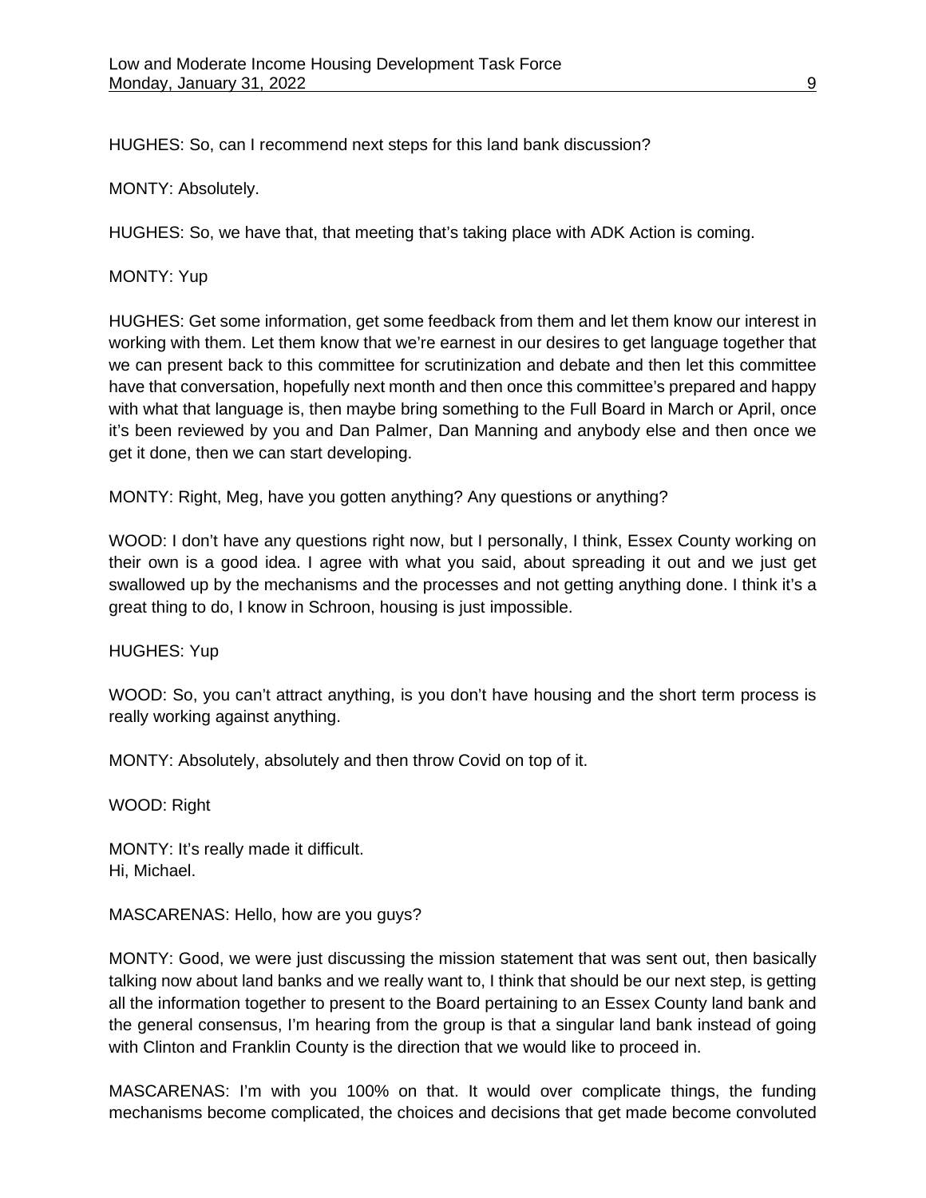HUGHES: So, can I recommend next steps for this land bank discussion?

MONTY: Absolutely.

HUGHES: So, we have that, that meeting that's taking place with ADK Action is coming.

MONTY: Yup

HUGHES: Get some information, get some feedback from them and let them know our interest in working with them. Let them know that we're earnest in our desires to get language together that we can present back to this committee for scrutinization and debate and then let this committee have that conversation, hopefully next month and then once this committee's prepared and happy with what that language is, then maybe bring something to the Full Board in March or April, once it's been reviewed by you and Dan Palmer, Dan Manning and anybody else and then once we get it done, then we can start developing.

MONTY: Right, Meg, have you gotten anything? Any questions or anything?

WOOD: I don't have any questions right now, but I personally, I think, Essex County working on their own is a good idea. I agree with what you said, about spreading it out and we just get swallowed up by the mechanisms and the processes and not getting anything done. I think it's a great thing to do, I know in Schroon, housing is just impossible.

HUGHES: Yup

WOOD: So, you can't attract anything, is you don't have housing and the short term process is really working against anything.

MONTY: Absolutely, absolutely and then throw Covid on top of it.

WOOD: Right

MONTY: It's really made it difficult.
Hi, Michael.

MASCARENAS: Hello, how are you guys?

MONTY: Good, we were just discussing the mission statement that was sent out, then basically talking now about land banks and we really want to, I think that should be our next step, is getting all the information together to present to the Board pertaining to an Essex County land bank and the general consensus, I'm hearing from the group is that a singular land bank instead of going with Clinton and Franklin County is the direction that we would like to proceed in.

MASCARENAS: I'm with you 100% on that. It would over complicate things, the funding mechanisms become complicated, the choices and decisions that get made become convoluted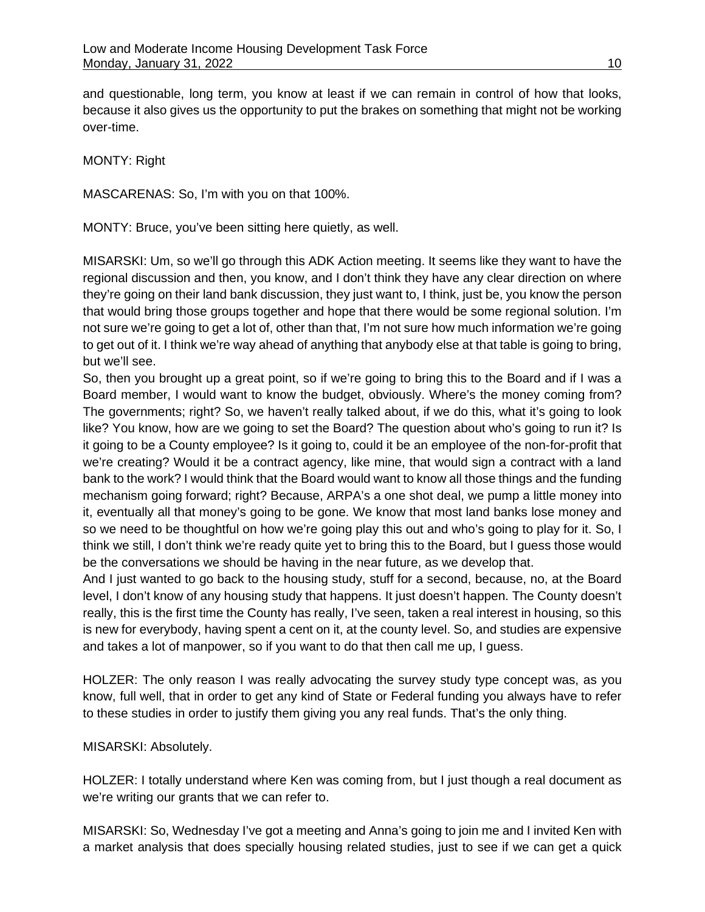and questionable, long term, you know at least if we can remain in control of how that looks, because it also gives us the opportunity to put the brakes on something that might not be working over-time.

MONTY: Right

MASCARENAS: So, I'm with you on that 100%.

MONTY: Bruce, you've been sitting here quietly, as well.

MISARSKI: Um, so we'll go through this ADK Action meeting. It seems like they want to have the regional discussion and then, you know, and I don't think they have any clear direction on where they're going on their land bank discussion, they just want to, I think, just be, you know the person that would bring those groups together and hope that there would be some regional solution. I'm not sure we're going to get a lot of, other than that, I'm not sure how much information we're going to get out of it. I think we're way ahead of anything that anybody else at that table is going to bring, but we'll see.
So, then you brought up a great point, so if we're going to bring this to the Board and if I was a Board member, I would want to know the budget, obviously. Where's the money coming from? The governments; right? So, we haven't really talked about, if we do this, what it's going to look like? You know, how are we going to set the Board? The question about who's going to run it? Is it going to be a County employee? Is it going to, could it be an employee of the non-for-profit that we're creating? Would it be a contract agency, like mine, that would sign a contract with a land bank to the work? I would think that the Board would want to know all those things and the funding mechanism going forward; right? Because, ARPA's a one shot deal, we pump a little money into it, eventually all that money's going to be gone. We know that most land banks lose money and so we need to be thoughtful on how we're going play this out and who's going to play for it. So, I think we still, I don't think we're ready quite yet to bring this to the Board, but I guess those would be the conversations we should be having in the near future, as we develop that.
And I just wanted to go back to the housing study, stuff for a second, because, no, at the Board level, I don't know of any housing study that happens. It just doesn't happen. The County doesn't really, this is the first time the County has really, I've seen, taken a real interest in housing, so this is new for everybody, having spent a cent on it, at the county level. So, and studies are expensive and takes a lot of manpower, so if you want to do that then call me up, I guess.

HOLZER: The only reason I was really advocating the survey study type concept was, as you know, full well, that in order to get any kind of State or Federal funding you always have to refer to these studies in order to justify them giving you any real funds. That's the only thing.

MISARSKI: Absolutely.

HOLZER: I totally understand where Ken was coming from, but I just though a real document as we're writing our grants that we can refer to.

MISARSKI: So, Wednesday I've got a meeting and Anna's going to join me and I invited Ken with a market analysis that does specially housing related studies, just to see if we can get a quick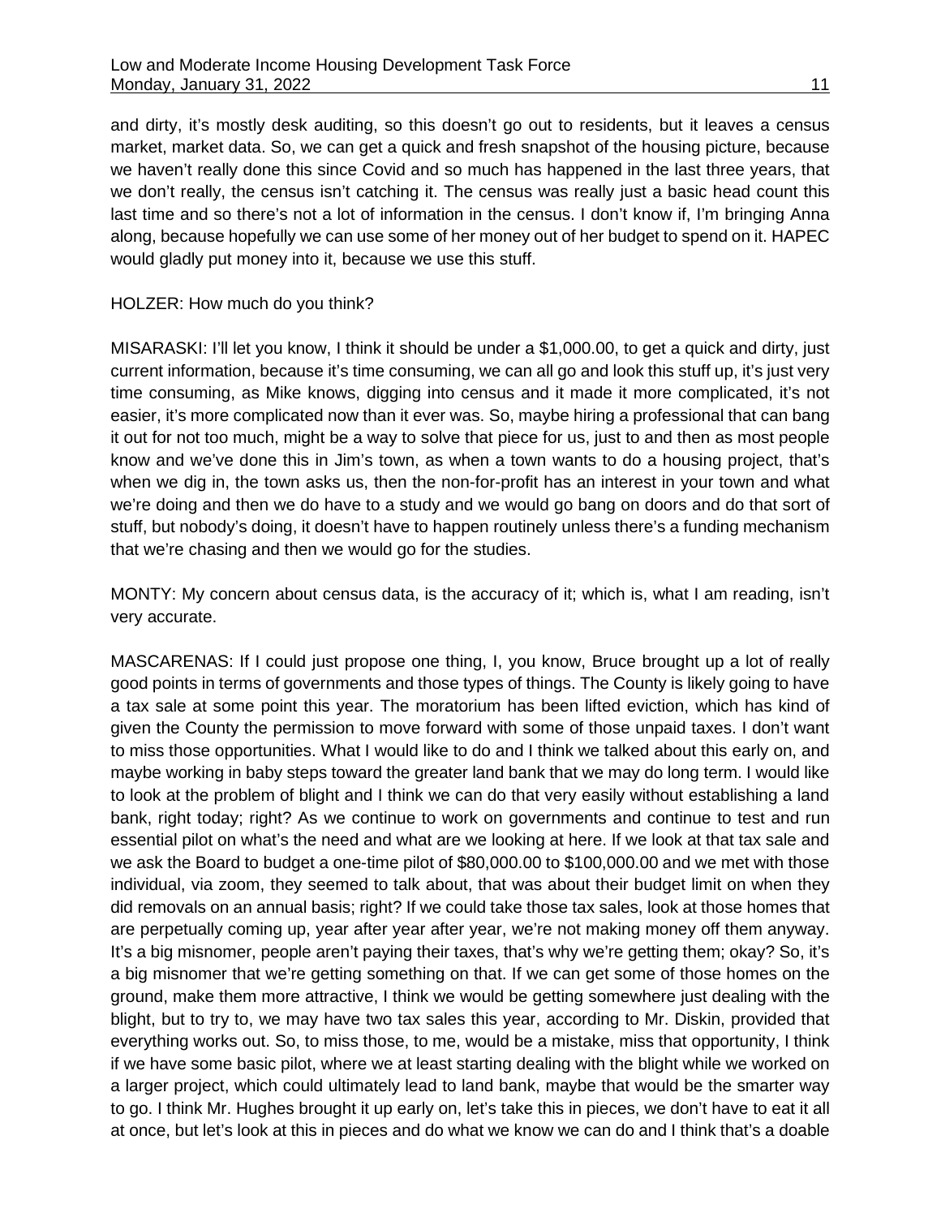and dirty, it's mostly desk auditing, so this doesn't go out to residents, but it leaves a census market, market data. So, we can get a quick and fresh snapshot of the housing picture, because we haven't really done this since Covid and so much has happened in the last three years, that we don't really, the census isn't catching it. The census was really just a basic head count this last time and so there's not a lot of information in the census. I don't know if, I'm bringing Anna along, because hopefully we can use some of her money out of her budget to spend on it. HAPEC would gladly put money into it, because we use this stuff.

HOLZER: How much do you think?

MISARASKI: I'll let you know, I think it should be under a $1,000.00, to get a quick and dirty, just current information, because it's time consuming, we can all go and look this stuff up, it's just very time consuming, as Mike knows, digging into census and it made it more complicated, it's not easier, it's more complicated now than it ever was. So, maybe hiring a professional that can bang it out for not too much, might be a way to solve that piece for us, just to and then as most people know and we've done this in Jim's town, as when a town wants to do a housing project, that's when we dig in, the town asks us, then the non-for-profit has an interest in your town and what we're doing and then we do have to a study and we would go bang on doors and do that sort of stuff, but nobody's doing, it doesn't have to happen routinely unless there's a funding mechanism that we're chasing and then we would go for the studies.

MONTY: My concern about census data, is the accuracy of it; which is, what I am reading, isn't very accurate.

MASCARENAS: If I could just propose one thing, I, you know, Bruce brought up a lot of really good points in terms of governments and those types of things. The County is likely going to have a tax sale at some point this year. The moratorium has been lifted eviction, which has kind of given the County the permission to move forward with some of those unpaid taxes. I don't want to miss those opportunities. What I would like to do and I think we talked about this early on, and maybe working in baby steps toward the greater land bank that we may do long term. I would like to look at the problem of blight and I think we can do that very easily without establishing a land bank, right today; right? As we continue to work on governments and continue to test and run essential pilot on what's the need and what are we looking at here. If we look at that tax sale and we ask the Board to budget a one-time pilot of $80,000.00 to $100,000.00 and we met with those individual, via zoom, they seemed to talk about, that was about their budget limit on when they did removals on an annual basis; right? If we could take those tax sales, look at those homes that are perpetually coming up, year after year after year, we're not making money off them anyway. It's a big misnomer, people aren't paying their taxes, that's why we're getting them; okay? So, it's a big misnomer that we're getting something on that. If we can get some of those homes on the ground, make them more attractive, I think we would be getting somewhere just dealing with the blight, but to try to, we may have two tax sales this year, according to Mr. Diskin, provided that everything works out. So, to miss those, to me, would be a mistake, miss that opportunity, I think if we have some basic pilot, where we at least starting dealing with the blight while we worked on a larger project, which could ultimately lead to land bank, maybe that would be the smarter way to go. I think Mr. Hughes brought it up early on, let's take this in pieces, we don't have to eat it all at once, but let's look at this in pieces and do what we know we can do and I think that's a doable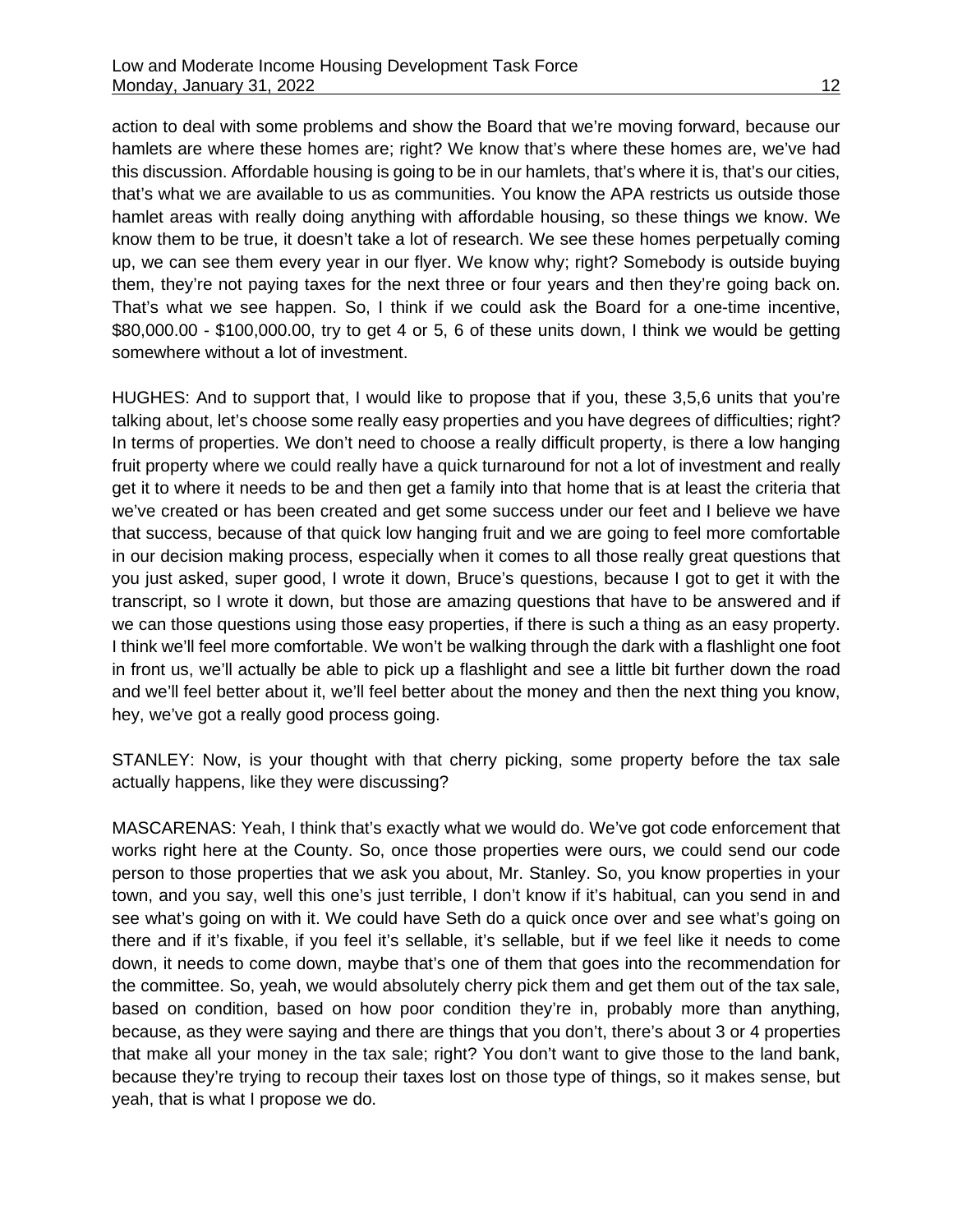action to deal with some problems and show the Board that we're moving forward, because our hamlets are where these homes are; right? We know that's where these homes are, we've had this discussion. Affordable housing is going to be in our hamlets, that's where it is, that's our cities, that's what we are available to us as communities. You know the APA restricts us outside those hamlet areas with really doing anything with affordable housing, so these things we know. We know them to be true, it doesn't take a lot of research. We see these homes perpetually coming up, we can see them every year in our flyer. We know why; right? Somebody is outside buying them, they're not paying taxes for the next three or four years and then they're going back on. That's what we see happen. So, I think if we could ask the Board for a one-time incentive, $80,000.00 - $100,000.00, try to get 4 or 5, 6 of these units down, I think we would be getting somewhere without a lot of investment.

HUGHES: And to support that, I would like to propose that if you, these 3,5,6 units that you're talking about, let's choose some really easy properties and you have degrees of difficulties; right? In terms of properties. We don't need to choose a really difficult property, is there a low hanging fruit property where we could really have a quick turnaround for not a lot of investment and really get it to where it needs to be and then get a family into that home that is at least the criteria that we've created or has been created and get some success under our feet and I believe we have that success, because of that quick low hanging fruit and we are going to feel more comfortable in our decision making process, especially when it comes to all those really great questions that you just asked, super good, I wrote it down, Bruce's questions, because I got to get it with the transcript, so I wrote it down, but those are amazing questions that have to be answered and if we can those questions using those easy properties, if there is such a thing as an easy property. I think we'll feel more comfortable. We won't be walking through the dark with a flashlight one foot in front us, we'll actually be able to pick up a flashlight and see a little bit further down the road and we'll feel better about it, we'll feel better about the money and then the next thing you know, hey, we've got a really good process going.

STANLEY: Now, is your thought with that cherry picking, some property before the tax sale actually happens, like they were discussing?

MASCARENAS: Yeah, I think that's exactly what we would do. We've got code enforcement that works right here at the County. So, once those properties were ours, we could send our code person to those properties that we ask you about, Mr. Stanley. So, you know properties in your town, and you say, well this one's just terrible, I don't know if it's habitual, can you send in and see what's going on with it. We could have Seth do a quick once over and see what's going on there and if it's fixable, if you feel it's sellable, it's sellable, but if we feel like it needs to come down, it needs to come down, maybe that's one of them that goes into the recommendation for the committee. So, yeah, we would absolutely cherry pick them and get them out of the tax sale, based on condition, based on how poor condition they're in, probably more than anything, because, as they were saying and there are things that you don't, there's about 3 or 4 properties that make all your money in the tax sale; right? You don't want to give those to the land bank, because they're trying to recoup their taxes lost on those type of things, so it makes sense, but yeah, that is what I propose we do.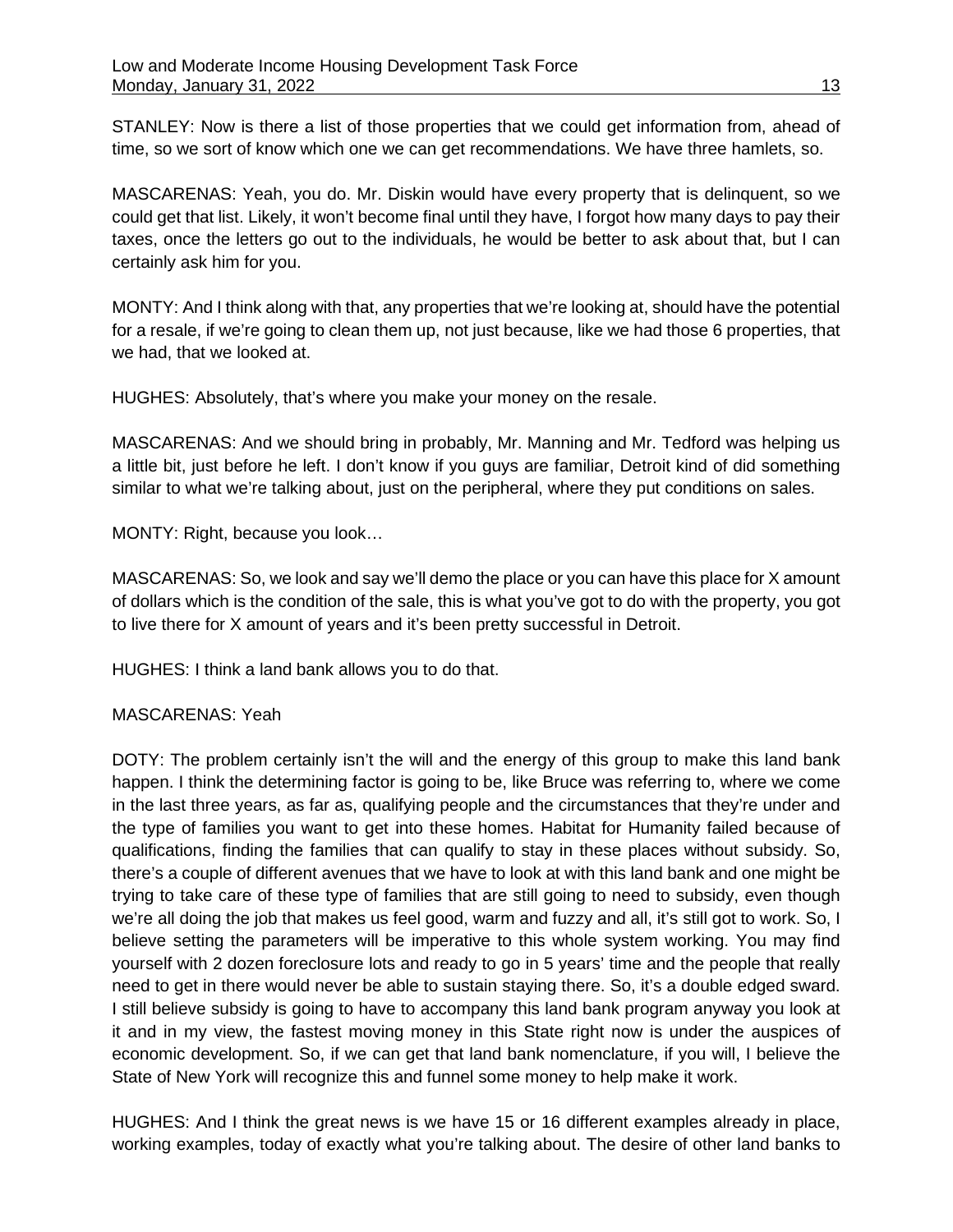STANLEY: Now is there a list of those properties that we could get information from, ahead of time, so we sort of know which one we can get recommendations. We have three hamlets, so.

MASCARENAS: Yeah, you do. Mr. Diskin would have every property that is delinquent, so we could get that list. Likely, it won't become final until they have, I forgot how many days to pay their taxes, once the letters go out to the individuals, he would be better to ask about that, but I can certainly ask him for you.

MONTY: And I think along with that, any properties that we're looking at, should have the potential for a resale, if we're going to clean them up, not just because, like we had those 6 properties, that we had, that we looked at.

HUGHES: Absolutely, that's where you make your money on the resale.

MASCARENAS: And we should bring in probably, Mr. Manning and Mr. Tedford was helping us a little bit, just before he left. I don't know if you guys are familiar, Detroit kind of did something similar to what we're talking about, just on the peripheral, where they put conditions on sales.

MONTY: Right, because you look…

MASCARENAS: So, we look and say we'll demo the place or you can have this place for X amount of dollars which is the condition of the sale, this is what you've got to do with the property, you got to live there for X amount of years and it's been pretty successful in Detroit.

HUGHES: I think a land bank allows you to do that.

MASCARENAS: Yeah

DOTY: The problem certainly isn't the will and the energy of this group to make this land bank happen. I think the determining factor is going to be, like Bruce was referring to, where we come in the last three years, as far as, qualifying people and the circumstances that they're under and the type of families you want to get into these homes. Habitat for Humanity failed because of qualifications, finding the families that can qualify to stay in these places without subsidy. So, there's a couple of different avenues that we have to look at with this land bank and one might be trying to take care of these type of families that are still going to need to subsidy, even though we're all doing the job that makes us feel good, warm and fuzzy and all, it's still got to work. So, I believe setting the parameters will be imperative to this whole system working. You may find yourself with 2 dozen foreclosure lots and ready to go in 5 years' time and the people that really need to get in there would never be able to sustain staying there. So, it's a double edged sward. I still believe subsidy is going to have to accompany this land bank program anyway you look at it and in my view, the fastest moving money in this State right now is under the auspices of economic development. So, if we can get that land bank nomenclature, if you will, I believe the State of New York will recognize this and funnel some money to help make it work.

HUGHES: And I think the great news is we have 15 or 16 different examples already in place, working examples, today of exactly what you're talking about. The desire of other land banks to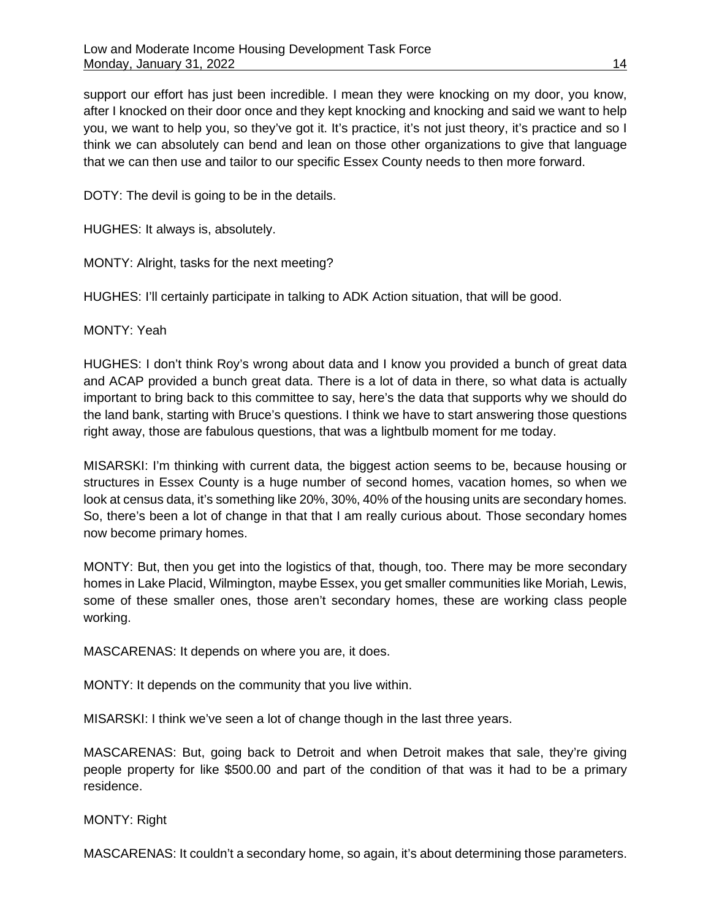support our effort has just been incredible. I mean they were knocking on my door, you know, after I knocked on their door once and they kept knocking and knocking and said we want to help you, we want to help you, so they've got it. It's practice, it's not just theory, it's practice and so I think we can absolutely can bend and lean on those other organizations to give that language that we can then use and tailor to our specific Essex County needs to then more forward.

DOTY: The devil is going to be in the details.

HUGHES: It always is, absolutely.

MONTY: Alright, tasks for the next meeting?

HUGHES: I'll certainly participate in talking to ADK Action situation, that will be good.

MONTY: Yeah

HUGHES: I don't think Roy's wrong about data and I know you provided a bunch of great data and ACAP provided a bunch great data. There is a lot of data in there, so what data is actually important to bring back to this committee to say, here's the data that supports why we should do the land bank, starting with Bruce's questions. I think we have to start answering those questions right away, those are fabulous questions, that was a lightbulb moment for me today.

MISARSKI: I'm thinking with current data, the biggest action seems to be, because housing or structures in Essex County is a huge number of second homes, vacation homes, so when we look at census data, it's something like 20%, 30%, 40% of the housing units are secondary homes. So, there's been a lot of change in that that I am really curious about. Those secondary homes now become primary homes.

MONTY: But, then you get into the logistics of that, though, too. There may be more secondary homes in Lake Placid, Wilmington, maybe Essex, you get smaller communities like Moriah, Lewis, some of these smaller ones, those aren't secondary homes, these are working class people working.

MASCARENAS: It depends on where you are, it does.

MONTY: It depends on the community that you live within.

MISARSKI: I think we've seen a lot of change though in the last three years.

MASCARENAS: But, going back to Detroit and when Detroit makes that sale, they're giving people property for like $500.00 and part of the condition of that was it had to be a primary residence.

MONTY: Right

MASCARENAS: It couldn't a secondary home, so again, it's about determining those parameters.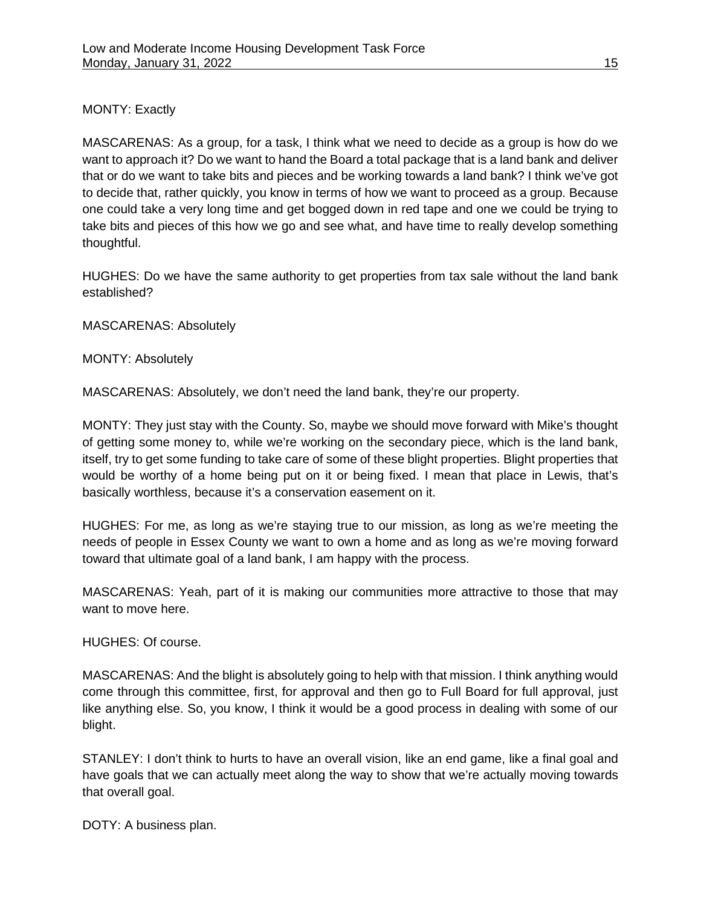MONTY: Exactly

MASCARENAS: As a group, for a task, I think what we need to decide as a group is how do we want to approach it? Do we want to hand the Board a total package that is a land bank and deliver that or do we want to take bits and pieces and be working towards a land bank? I think we've got to decide that, rather quickly, you know in terms of how we want to proceed as a group. Because one could take a very long time and get bogged down in red tape and one we could be trying to take bits and pieces of this how we go and see what, and have time to really develop something thoughtful.

HUGHES: Do we have the same authority to get properties from tax sale without the land bank established?

MASCARENAS: Absolutely

MONTY: Absolutely

MASCARENAS: Absolutely, we don't need the land bank, they're our property.

MONTY: They just stay with the County. So, maybe we should move forward with Mike's thought of getting some money to, while we're working on the secondary piece, which is the land bank, itself, try to get some funding to take care of some of these blight properties. Blight properties that would be worthy of a home being put on it or being fixed. I mean that place in Lewis, that's basically worthless, because it's a conservation easement on it.

HUGHES: For me, as long as we're staying true to our mission, as long as we're meeting the needs of people in Essex County we want to own a home and as long as we're moving forward toward that ultimate goal of a land bank, I am happy with the process.

MASCARENAS: Yeah, part of it is making our communities more attractive to those that may want to move here.

HUGHES: Of course.

MASCARENAS: And the blight is absolutely going to help with that mission. I think anything would come through this committee, first, for approval and then go to Full Board for full approval, just like anything else. So, you know, I think it would be a good process in dealing with some of our blight.

STANLEY: I don't think to hurts to have an overall vision, like an end game, like a final goal and have goals that we can actually meet along the way to show that we're actually moving towards that overall goal.

DOTY: A business plan.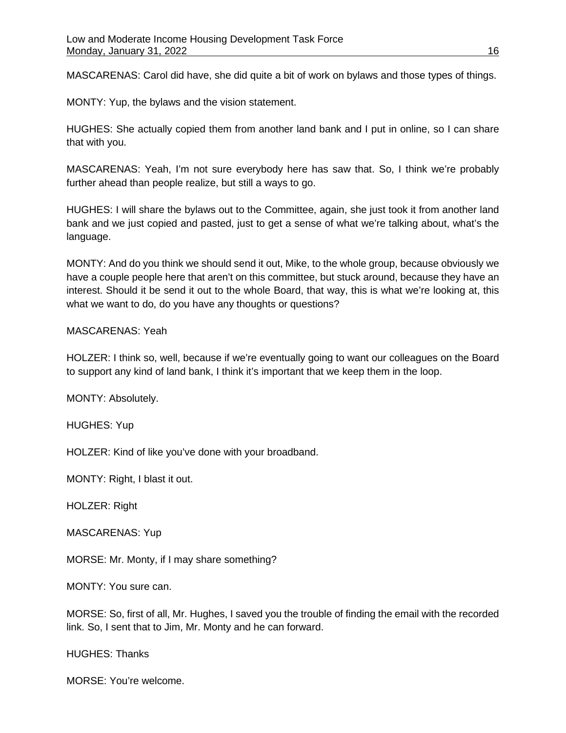MASCARENAS: Carol did have, she did quite a bit of work on bylaws and those types of things.

MONTY: Yup, the bylaws and the vision statement.

HUGHES: She actually copied them from another land bank and I put in online, so I can share that with you.

MASCARENAS: Yeah, I'm not sure everybody here has saw that. So, I think we're probably further ahead than people realize, but still a ways to go.

HUGHES: I will share the bylaws out to the Committee, again, she just took it from another land bank and we just copied and pasted, just to get a sense of what we're talking about, what's the language.

MONTY: And do you think we should send it out, Mike, to the whole group, because obviously we have a couple people here that aren't on this committee, but stuck around, because they have an interest. Should it be send it out to the whole Board, that way, this is what we're looking at, this what we want to do, do you have any thoughts or questions?

MASCARENAS: Yeah

HOLZER: I think so, well, because if we're eventually going to want our colleagues on the Board to support any kind of land bank, I think it's important that we keep them in the loop.

MONTY: Absolutely.

HUGHES: Yup

HOLZER: Kind of like you've done with your broadband.

MONTY: Right, I blast it out.

HOLZER: Right

MASCARENAS: Yup

MORSE: Mr. Monty, if I may share something?

MONTY: You sure can.

MORSE: So, first of all, Mr. Hughes, I saved you the trouble of finding the email with the recorded link. So, I sent that to Jim, Mr. Monty and he can forward.

HUGHES: Thanks

MORSE: You're welcome.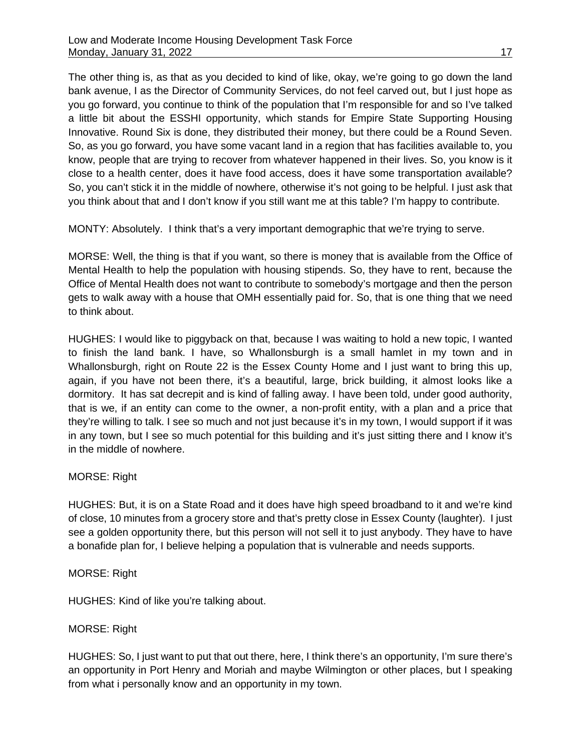The other thing is, as that as you decided to kind of like, okay, we're going to go down the land bank avenue, I as the Director of Community Services, do not feel carved out, but I just hope as you go forward, you continue to think of the population that I'm responsible for and so I've talked a little bit about the ESSHI opportunity, which stands for Empire State Supporting Housing Innovative. Round Six is done, they distributed their money, but there could be a Round Seven. So, as you go forward, you have some vacant land in a region that has facilities available to, you know, people that are trying to recover from whatever happened in their lives. So, you know is it close to a health center, does it have food access, does it have some transportation available? So, you can't stick it in the middle of nowhere, otherwise it's not going to be helpful. I just ask that you think about that and I don't know if you still want me at this table? I'm happy to contribute.

MONTY: Absolutely. I think that's a very important demographic that we're trying to serve.

MORSE: Well, the thing is that if you want, so there is money that is available from the Office of Mental Health to help the population with housing stipends. So, they have to rent, because the Office of Mental Health does not want to contribute to somebody's mortgage and then the person gets to walk away with a house that OMH essentially paid for. So, that is one thing that we need to think about.

HUGHES: I would like to piggyback on that, because I was waiting to hold a new topic, I wanted to finish the land bank. I have, so Whallonsburgh is a small hamlet in my town and in Whallonsburgh, right on Route 22 is the Essex County Home and I just want to bring this up, again, if you have not been there, it's a beautiful, large, brick building, it almost looks like a dormitory. It has sat decrepit and is kind of falling away. I have been told, under good authority, that is we, if an entity can come to the owner, a non-profit entity, with a plan and a price that they're willing to talk. I see so much and not just because it's in my town, I would support if it was in any town, but I see so much potential for this building and it's just sitting there and I know it's in the middle of nowhere.

MORSE: Right

HUGHES: But, it is on a State Road and it does have high speed broadband to it and we're kind of close, 10 minutes from a grocery store and that's pretty close in Essex County (laughter). I just see a golden opportunity there, but this person will not sell it to just anybody. They have to have a bonafide plan for, I believe helping a population that is vulnerable and needs supports.

MORSE: Right

HUGHES: Kind of like you're talking about.

MORSE: Right

HUGHES: So, I just want to put that out there, here, I think there's an opportunity, I'm sure there's an opportunity in Port Henry and Moriah and maybe Wilmington or other places, but I speaking from what i personally know and an opportunity in my town.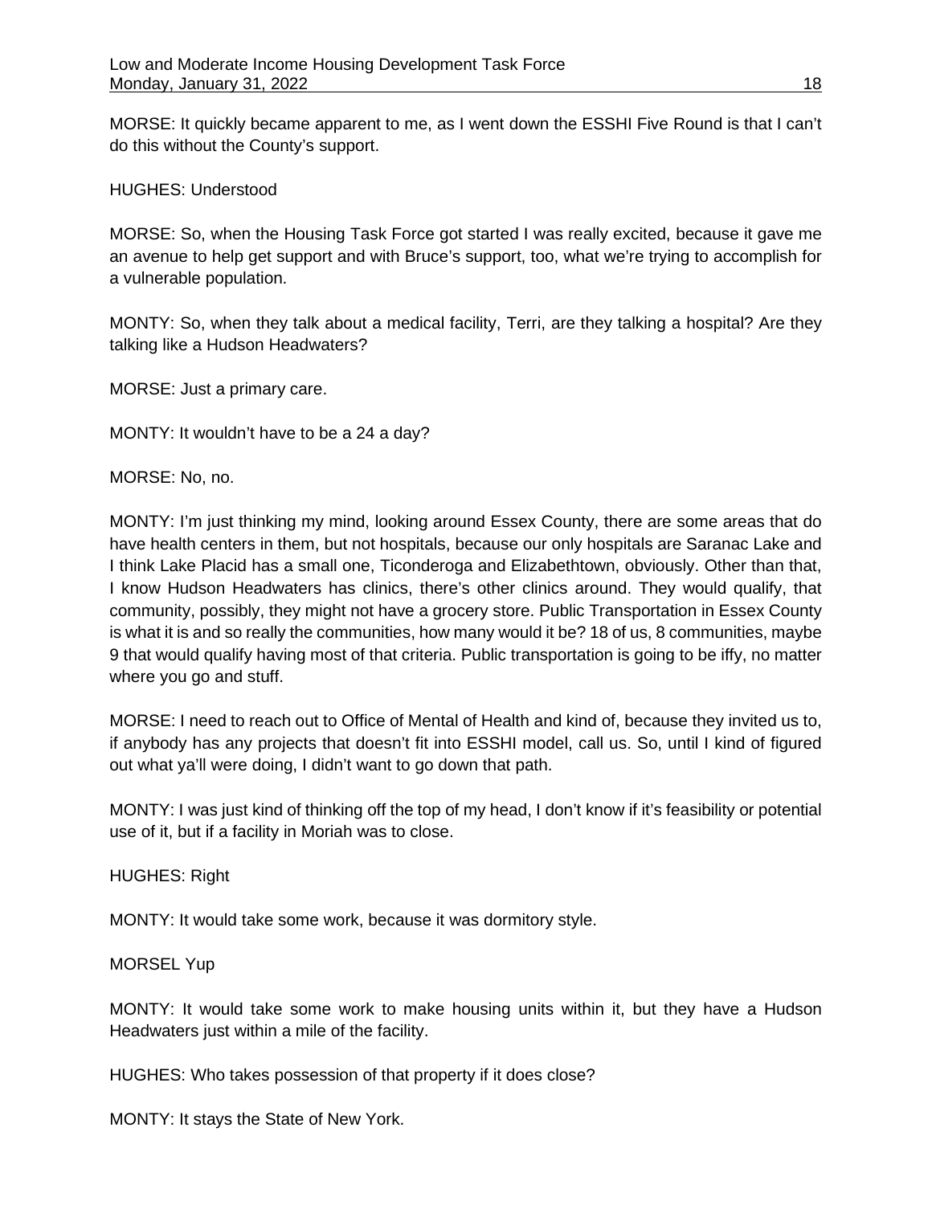MORSE: It quickly became apparent to me, as I went down the ESSHI Five Round is that I can't do this without the County's support.

HUGHES: Understood

MORSE: So, when the Housing Task Force got started I was really excited, because it gave me an avenue to help get support and with Bruce's support, too, what we're trying to accomplish for a vulnerable population.

MONTY: So, when they talk about a medical facility, Terri, are they talking a hospital? Are they talking like a Hudson Headwaters?

MORSE: Just a primary care.

MONTY: It wouldn't have to be a 24 a day?

MORSE: No, no.

MONTY: I'm just thinking my mind, looking around Essex County, there are some areas that do have health centers in them, but not hospitals, because our only hospitals are Saranac Lake and I think Lake Placid has a small one, Ticonderoga and Elizabethtown, obviously. Other than that, I know Hudson Headwaters has clinics, there's other clinics around. They would qualify, that community, possibly, they might not have a grocery store. Public Transportation in Essex County is what it is and so really the communities, how many would it be? 18 of us, 8 communities, maybe 9 that would qualify having most of that criteria. Public transportation is going to be iffy, no matter where you go and stuff.

MORSE: I need to reach out to Office of Mental of Health and kind of, because they invited us to, if anybody has any projects that doesn't fit into ESSHI model, call us. So, until I kind of figured out what ya'll were doing, I didn't want to go down that path.

MONTY: I was just kind of thinking off the top of my head, I don't know if it's feasibility or potential use of it, but if a facility in Moriah was to close.

HUGHES: Right

MONTY: It would take some work, because it was dormitory style.

MORSEL Yup

MONTY: It would take some work to make housing units within it, but they have a Hudson Headwaters just within a mile of the facility.

HUGHES: Who takes possession of that property if it does close?

MONTY: It stays the State of New York.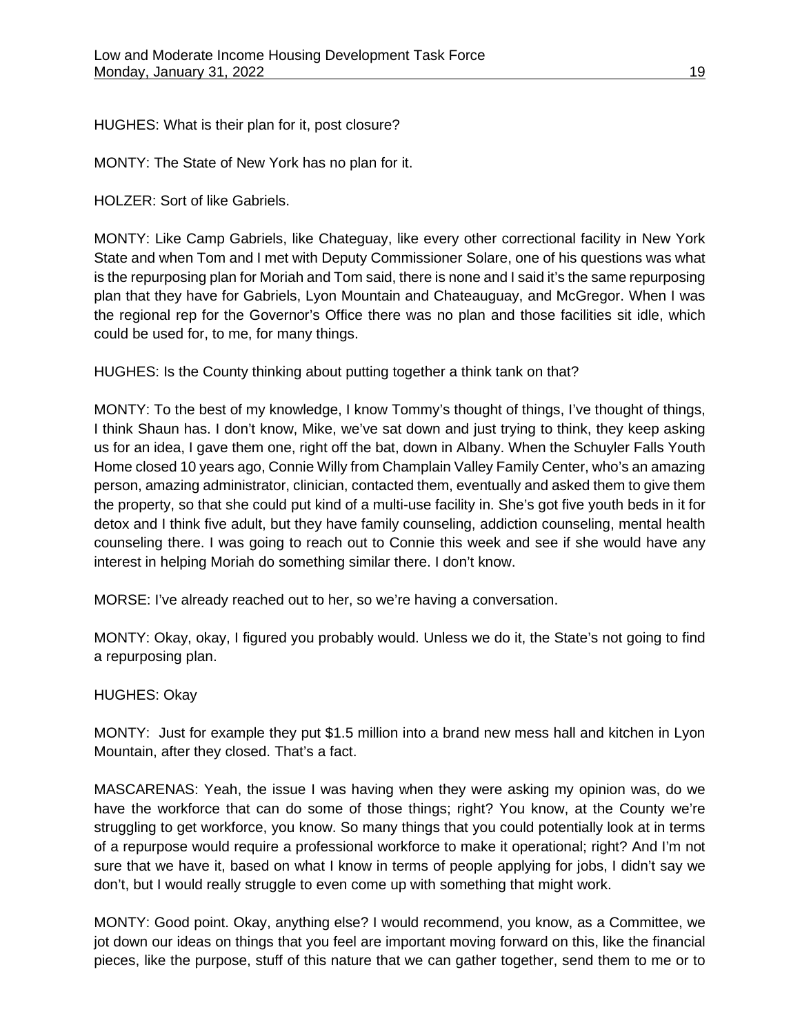HUGHES: What is their plan for it, post closure?

MONTY: The State of New York has no plan for it.

HOLZER: Sort of like Gabriels.

MONTY: Like Camp Gabriels, like Chateguay, like every other correctional facility in New York State and when Tom and I met with Deputy Commissioner Solare, one of his questions was what is the repurposing plan for Moriah and Tom said, there is none and I said it's the same repurposing plan that they have for Gabriels, Lyon Mountain and Chateauguay, and McGregor. When I was the regional rep for the Governor's Office there was no plan and those facilities sit idle, which could be used for, to me, for many things.

HUGHES: Is the County thinking about putting together a think tank on that?

MONTY: To the best of my knowledge, I know Tommy's thought of things, I've thought of things, I think Shaun has. I don't know, Mike, we've sat down and just trying to think, they keep asking us for an idea, I gave them one, right off the bat, down in Albany. When the Schuyler Falls Youth Home closed 10 years ago, Connie Willy from Champlain Valley Family Center, who's an amazing person, amazing administrator, clinician, contacted them, eventually and asked them to give them the property, so that she could put kind of a multi-use facility in. She's got five youth beds in it for detox and I think five adult, but they have family counseling, addiction counseling, mental health counseling there. I was going to reach out to Connie this week and see if she would have any interest in helping Moriah do something similar there. I don't know.

MORSE: I've already reached out to her, so we're having a conversation.

MONTY: Okay, okay, I figured you probably would. Unless we do it, the State's not going to find a repurposing plan.

HUGHES: Okay

MONTY: Just for example they put $1.5 million into a brand new mess hall and kitchen in Lyon Mountain, after they closed. That's a fact.

MASCARENAS: Yeah, the issue I was having when they were asking my opinion was, do we have the workforce that can do some of those things; right? You know, at the County we're struggling to get workforce, you know. So many things that you could potentially look at in terms of a repurpose would require a professional workforce to make it operational; right? And I'm not sure that we have it, based on what I know in terms of people applying for jobs, I didn't say we don't, but I would really struggle to even come up with something that might work.

MONTY: Good point. Okay, anything else? I would recommend, you know, as a Committee, we jot down our ideas on things that you feel are important moving forward on this, like the financial pieces, like the purpose, stuff of this nature that we can gather together, send them to me or to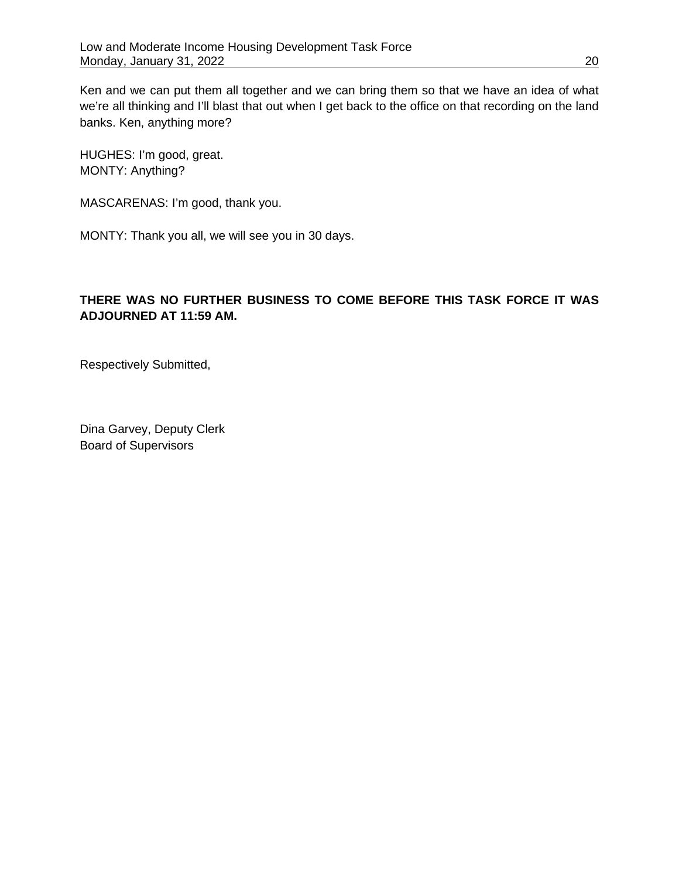Ken and we can put them all together and we can bring them so that we have an idea of what we're all thinking and I'll blast that out when I get back to the office on that recording on the land banks. Ken, anything more?

HUGHES: I'm good, great.
MONTY: Anything?

MASCARENAS: I'm good, thank you.

MONTY: Thank you all, we will see you in 30 days.

**THERE WAS NO FURTHER BUSINESS TO COME BEFORE THIS TASK FORCE IT WAS ADJOURNED AT 11:59 AM.**

Respectively Submitted,

Dina Garvey, Deputy Clerk
Board of Supervisors